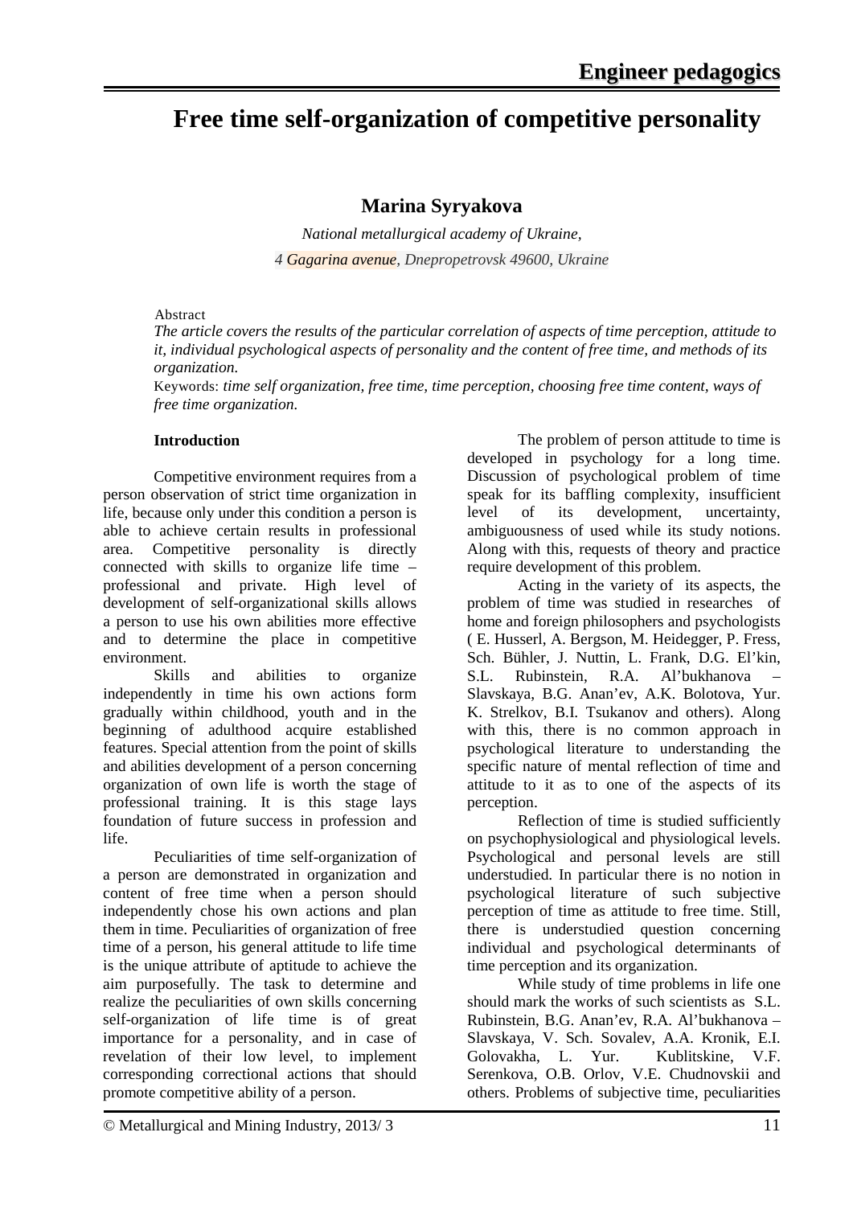# Free time self-organization of competitive personality

**Marina Syryakova**

*National metallurgical academy of Ukraine,*
*4 Gagarina avenue, Dnepropetrovsk 49600, Ukraine*

Abstract
*The article covers the results of the particular correlation of aspects of time perception, attitude to it, individual psychological aspects of personality and the content of free time, and methods of its organization.*

Keywords: *time self organization, free time, time perception, choosing free time content, ways of free time organization.*

## Introduction

Competitive environment requires from a person observation of strict time organization in life, because only under this condition a person is able to achieve certain results in professional area. Competitive personality is directly connected with skills to organize life time – professional and private. High level of development of self-organizational skills allows a person to use his own abilities more effective and to determine the place in competitive environment.

Skills and abilities to organize independently in time his own actions form gradually within childhood, youth and in the beginning of adulthood acquire established features. Special attention from the point of skills and abilities development of a person concerning organization of own life is worth the stage of professional training. It is this stage lays foundation of future success in profession and life.

Peculiarities of time self-organization of a person are demonstrated in organization and content of free time when a person should independently chose his own actions and plan them in time. Peculiarities of organization of free time of a person, his general attitude to life time is the unique attribute of aptitude to achieve the aim purposefully. The task to determine and realize the peculiarities of own skills concerning self-organization of life time is of great importance for a personality, and in case of revelation of their low level, to implement corresponding correctional actions that should promote competitive ability of a person.

The problem of person attitude to time is developed in psychology for a long time. Discussion of psychological problem of time speak for its baffling complexity, insufficient level of its development, uncertainty, ambiguousness of used while its study notions. Along with this, requests of theory and practice require development of this problem.

Acting in the variety of its aspects, the problem of time was studied in researches of home and foreign philosophers and psychologists ( E. Husserl, A. Bergson, M. Heidegger, P. Fress, Sch. Bühler, J. Nuttin, L. Frank, D.G. El'kin, S.L. Rubinstein, R.A. Al'bukhanova – Slavskaya, B.G. Anan'ev, A.K. Bolotova, Yur. K. Strelkov, B.I. Tsukanov and others). Along with this, there is no common approach in psychological literature to understanding the specific nature of mental reflection of time and attitude to it as to one of the aspects of its perception.

Reflection of time is studied sufficiently on psychophysiological and physiological levels. Psychological and personal levels are still understudied. In particular there is no notion in psychological literature of such subjective perception of time as attitude to free time. Still, there is understudied question concerning individual and psychological determinants of time perception and its organization.

While study of time problems in life one should mark the works of such scientists as S.L. Rubinstein, B.G. Anan'ev, R.A. Al'bukhanova – Slavskaya, V. Sch. Sovalev, A.A. Kronik, E.I. Golovakha, L. Yur. Kublitskine, V.F. Serenkova, O.B. Orlov, V.E. Chudnovskii and others. Problems of subjective time, peculiarities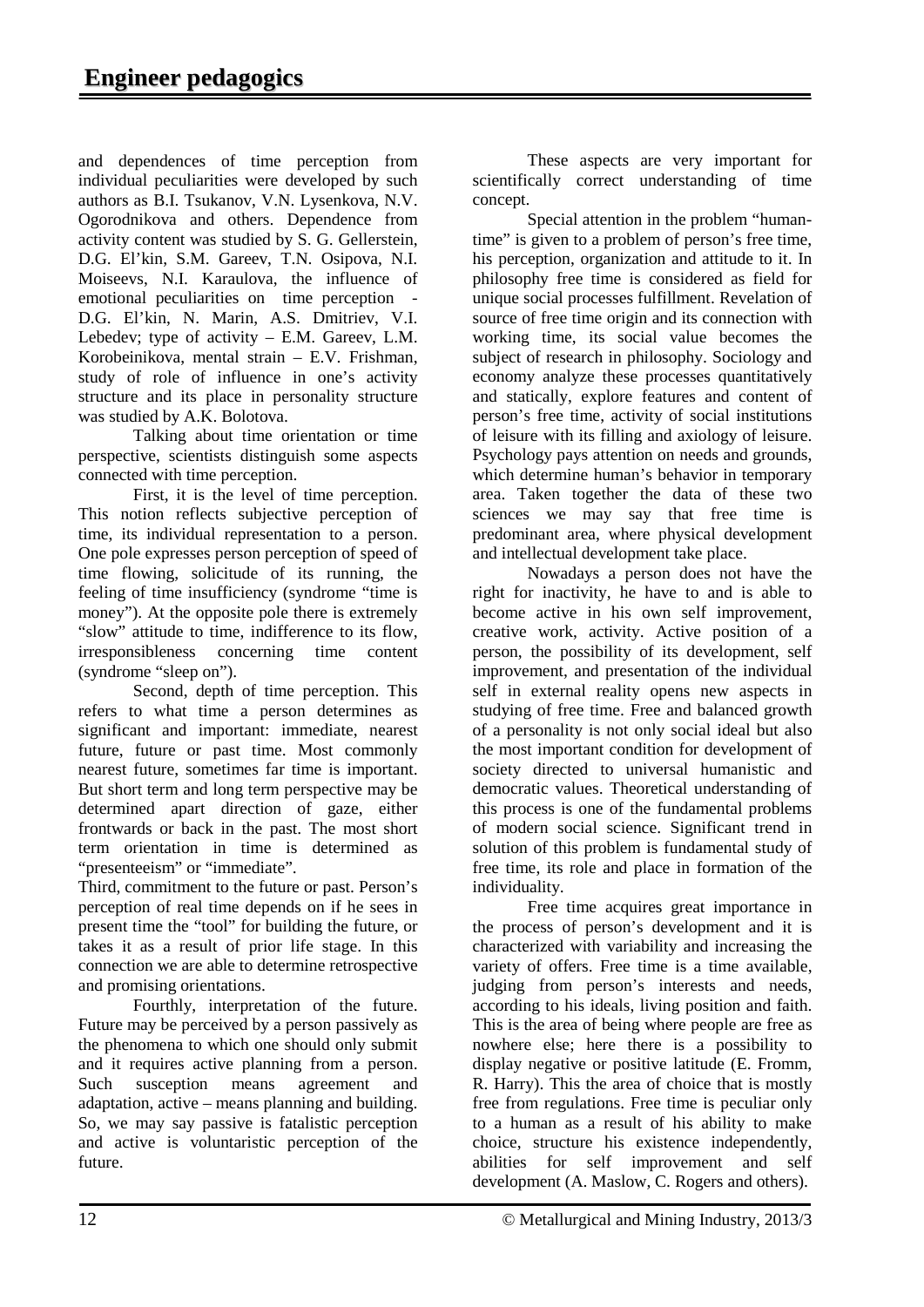and dependences of time perception from individual peculiarities were developed by such authors as B.I. Tsukanov, V.N. Lysenkova, N.V. Ogorodnikova and others. Dependence from activity content was studied by S. G. Gellerstein, D.G. El'kin, S.M. Gareev, T.N. Osipova, N.I. Moiseevs, N.I. Karaulova, the influence of emotional peculiarities on time perception - D.G. El'kin, N. Marin, A.S. Dmitriev, V.I. Lebedev; type of activity – E.M. Gareev, L.M. Korobeinikova, mental strain – E.V. Frishman, study of role of influence in one's activity structure and its place in personality structure was studied by A.K. Bolotova.

Talking about time orientation or time perspective, scientists distinguish some aspects connected with time perception.

First, it is the level of time perception. This notion reflects subjective perception of time, its individual representation to a person. One pole expresses person perception of speed of time flowing, solicitude of its running, the feeling of time insufficiency (syndrome "time is money"). At the opposite pole there is extremely "slow" attitude to time, indifference to its flow, irresponsibleness concerning time content (syndrome "sleep on").

Second, depth of time perception. This refers to what time a person determines as significant and important: immediate, nearest future, future or past time. Most commonly nearest future, sometimes far time is important. But short term and long term perspective may be determined apart direction of gaze, either frontwards or back in the past. The most short term orientation in time is determined as "presenteeism" or "immediate".

Third, commitment to the future or past. Person's perception of real time depends on if he sees in present time the "tool" for building the future, or takes it as a result of prior life stage. In this connection we are able to determine retrospective and promising orientations.

Fourthly, interpretation of the future. Future may be perceived by a person passively as the phenomena to which one should only submit and it requires active planning from a person. Such susception means agreement and adaptation, active – means planning and building. So, we may say passive is fatalistic perception and active is voluntaristic perception of the future.

These aspects are very important for scientifically correct understanding of time concept.

Special attention in the problem "human-time" is given to a problem of person's free time, his perception, organization and attitude to it. In philosophy free time is considered as field for unique social processes fulfillment. Revelation of source of free time origin and its connection with working time, its social value becomes the subject of research in philosophy. Sociology and economy analyze these processes quantitatively and statically, explore features and content of person's free time, activity of social institutions of leisure with its filling and axiology of leisure. Psychology pays attention on needs and grounds, which determine human's behavior in temporary area. Taken together the data of these two sciences we may say that free time is predominant area, where physical development and intellectual development take place.

Nowadays a person does not have the right for inactivity, he have to and is able to become active in his own self improvement, creative work, activity. Active position of a person, the possibility of its development, self improvement, and presentation of the individual self in external reality opens new aspects in studying of free time. Free and balanced growth of a personality is not only social ideal but also the most important condition for development of society directed to universal humanistic and democratic values. Theoretical understanding of this process is one of the fundamental problems of modern social science. Significant trend in solution of this problem is fundamental study of free time, its role and place in formation of the individuality.

Free time acquires great importance in the process of person's development and it is characterized with variability and increasing the variety of offers. Free time is a time available, judging from person's interests and needs, according to his ideals, living position and faith. This is the area of being where people are free as nowhere else; here there is a possibility to display negative or positive latitude (E. Fromm, R. Harry). This the area of choice that is mostly free from regulations. Free time is peculiar only to a human as a result of his ability to make choice, structure his existence independently, abilities for self improvement and self development (A. Maslow, C. Rogers and others).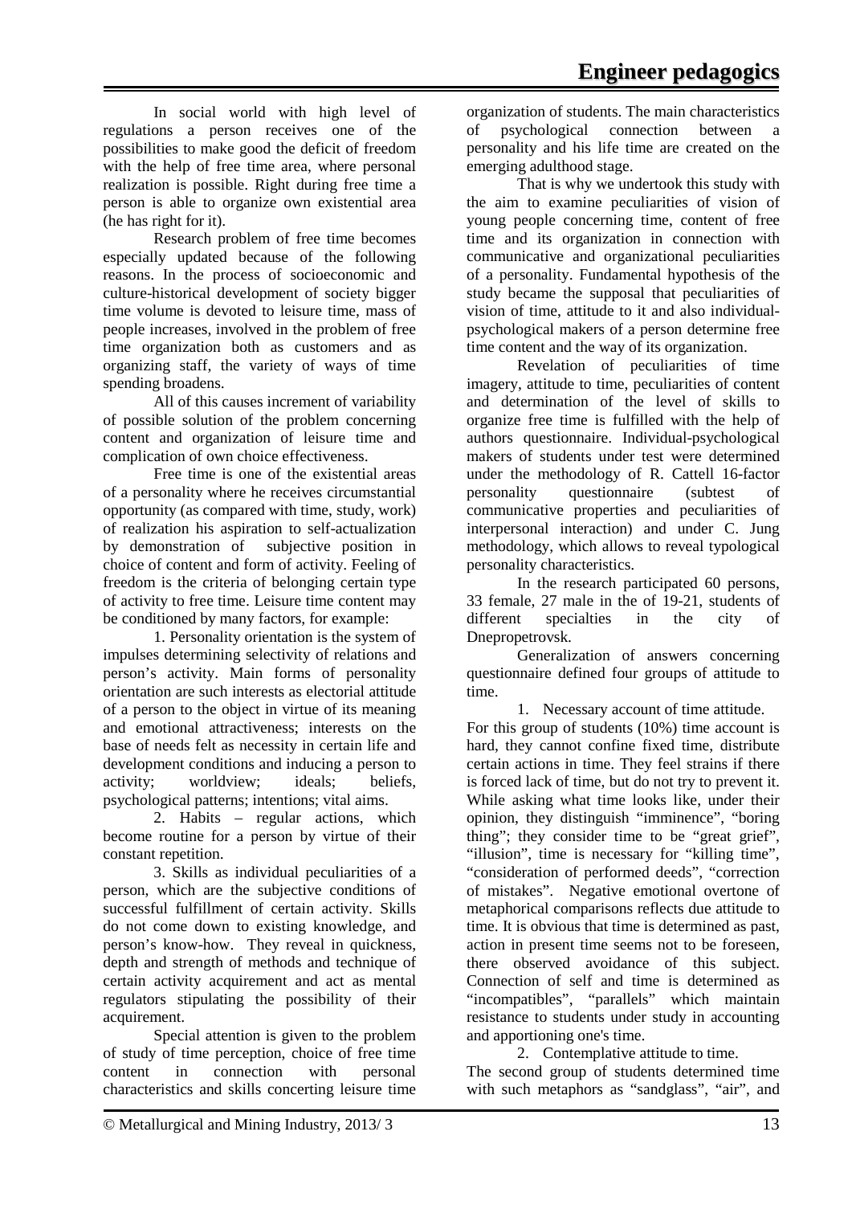In social world with high level of regulations a person receives one of the possibilities to make good the deficit of freedom with the help of free time area, where personal realization is possible. Right during free time a person is able to organize own existential area (he has right for it).

Research problem of free time becomes especially updated because of the following reasons. In the process of socioeconomic and culture-historical development of society bigger time volume is devoted to leisure time, mass of people increases, involved in the problem of free time organization both as customers and as organizing staff, the variety of ways of time spending broadens.

All of this causes increment of variability of possible solution of the problem concerning content and organization of leisure time and complication of own choice effectiveness.

Free time is one of the existential areas of a personality where he receives circumstantial opportunity (as compared with time, study, work) of realization his aspiration to self-actualization by demonstration of subjective position in choice of content and form of activity. Feeling of freedom is the criteria of belonging certain type of activity to free time. Leisure time content may be conditioned by many factors, for example:

1. Personality orientation is the system of impulses determining selectivity of relations and person's activity. Main forms of personality orientation are such interests as electorial attitude of a person to the object in virtue of its meaning and emotional attractiveness; interests on the base of needs felt as necessity in certain life and development conditions and inducing a person to activity; worldview; ideals; beliefs, psychological patterns; intentions; vital aims.

2. Habits – regular actions, which become routine for a person by virtue of their constant repetition.

3. Skills as individual peculiarities of a person, which are the subjective conditions of successful fulfillment of certain activity. Skills do not come down to existing knowledge, and person's know-how. They reveal in quickness, depth and strength of methods and technique of certain activity acquirement and act as mental regulators stipulating the possibility of their acquirement.

Special attention is given to the problem of study of time perception, choice of free time content in connection with personal characteristics and skills concerning leisure time organization of students. The main characteristics of psychological connection between a personality and his life time are created on the emerging adulthood stage.

That is why we undertook this study with the aim to examine peculiarities of vision of young people concerning time, content of free time and its organization in connection with communicative and organizational peculiarities of a personality. Fundamental hypothesis of the study became the supposal that peculiarities of vision of time, attitude to it and also individual-psychological makers of a person determine free time content and the way of its organization.

Revelation of peculiarities of time imagery, attitude to time, peculiarities of content and determination of the level of skills to organize free time is fulfilled with the help of authors questionnaire. Individual-psychological makers of students under test were determined under the methodology of R. Cattell 16-factor personality questionnaire (subtest of communicative properties and peculiarities of interpersonal interaction) and under C. Jung methodology, which allows to reveal typological personality characteristics.

In the research participated 60 persons, 33 female, 27 male in the of 19-21, students of different specialties in the city of Dnepropetrovsk.

Generalization of answers concerning questionnaire defined four groups of attitude to time.

1. Necessary account of time attitude.

For this group of students (10%) time account is hard, they cannot confine fixed time, distribute certain actions in time. They feel strains if there is forced lack of time, but do not try to prevent it. While asking what time looks like, under their opinion, they distinguish "imminence", "boring thing"; they consider time to be "great grief", "illusion", time is necessary for "killing time", "consideration of performed deeds", "correction of mistakes". Negative emotional overtone of metaphorical comparisons reflects due attitude to time. It is obvious that time is determined as past, action in present time seems not to be foreseen, there observed avoidance of this subject. Connection of self and time is determined as "incompatibles", "parallels" which maintain resistance to students under study in accounting and apportioning one's time.

2. Contemplative attitude to time.

The second group of students determined time with such metaphors as "sandglass", "air", and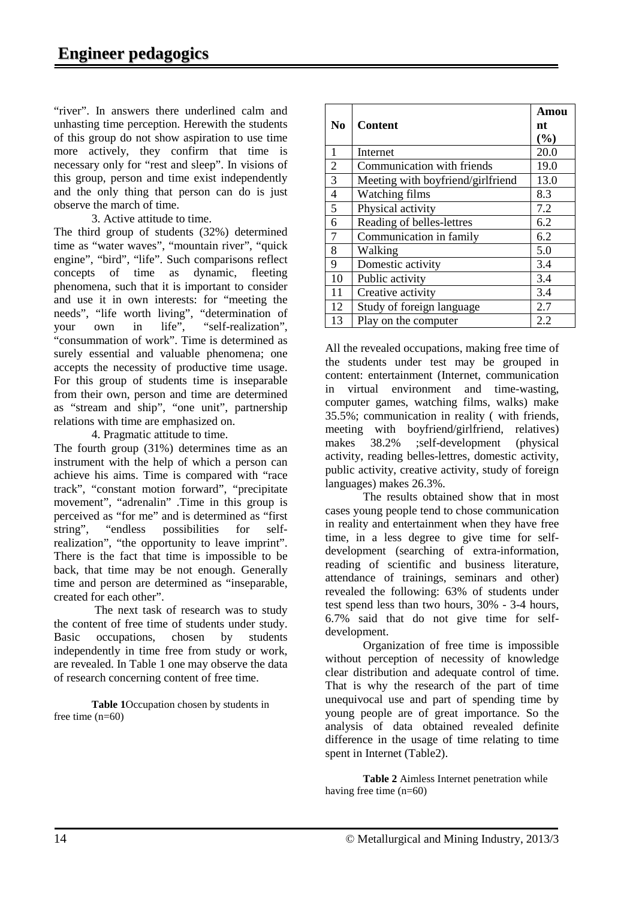"river". In answers there underlined calm and unhasting time perception. Herewith the students of this group do not show aspiration to use time more actively, they confirm that time is necessary only for "rest and sleep". In visions of this group, person and time exist independently and the only thing that person can do is just observe the march of time.

3. Active attitude to time.

The third group of students (32%) determined time as "water waves", "mountain river", "quick engine", "bird", "life". Such comparisons reflect concepts of time as dynamic, fleeting phenomena, such that it is important to consider and use it in own interests: for "meeting the needs", "life worth living", "determination of your own in life", "self-realization", "consummation of work". Time is determined as surely essential and valuable phenomena; one accepts the necessity of productive time usage. For this group of students time is inseparable from their own, person and time are determined as "stream and ship", "one unit", partnership relations with time are emphasized on.

4. Pragmatic attitude to time.

The fourth group (31%) determines time as an instrument with the help of which a person can achieve his aims. Time is compared with "race track", "constant motion forward", "precipitate movement", "adrenalin" .Time in this group is perceived as "for me" and is determined as "first string", "endless possibilities for self-realization", "the opportunity to leave imprint". There is the fact that time is impossible to be back, that time may be not enough. Generally time and person are determined as "inseparable, created for each other".

The next task of research was to study the content of free time of students under study. Basic occupations, chosen by students independently in time free from study or work, are revealed. In Table 1 one may observe the data of research concerning content of free time.

**Table 1**Occupation chosen by students in free time (n=60)

| No | Content | Amount (%) |
|---|---|---|
| 1 | Internet | 20.0 |
| 2 | Communication with friends | 19.0 |
| 3 | Meeting with boyfriend/girlfriend | 13.0 |
| 4 | Watching films | 8.3 |
| 5 | Physical activity | 7.2 |
| 6 | Reading of belles-lettres | 6.2 |
| 7 | Communication in family | 6.2 |
| 8 | Walking | 5.0 |
| 9 | Domestic activity | 3.4 |
| 10 | Public activity | 3.4 |
| 11 | Creative activity | 3.4 |
| 12 | Study of foreign language | 2.7 |
| 13 | Play on the computer | 2.2 |

All the revealed occupations, making free time of the students under test may be grouped in content: entertainment (Internet, communication in virtual environment and time-wasting, computer games, watching films, walks) make 35.5%; communication in reality ( with friends, meeting with boyfriend/girlfriend, relatives) makes 38.2% ;self-development (physical activity, reading belles-lettres, domestic activity, public activity, creative activity, study of foreign languages) makes 26.3%.

The results obtained show that in most cases young people tend to chose communication in reality and entertainment when they have free time, in a less degree to give time for self-development (searching of extra-information, reading of scientific and business literature, attendance of trainings, seminars and other) revealed the following: 63% of students under test spend less than two hours, 30% - 3-4 hours, 6.7% said that do not give time for self-development.

Organization of free time is impossible without perception of necessity of knowledge clear distribution and adequate control of time. That is why the research of the part of time unequivocal use and part of spending time by young people are of great importance. So the analysis of data obtained revealed definite difference in the usage of time relating to time spent in Internet (Table2).

**Table 2** Aimless Internet penetration while having free time (n=60)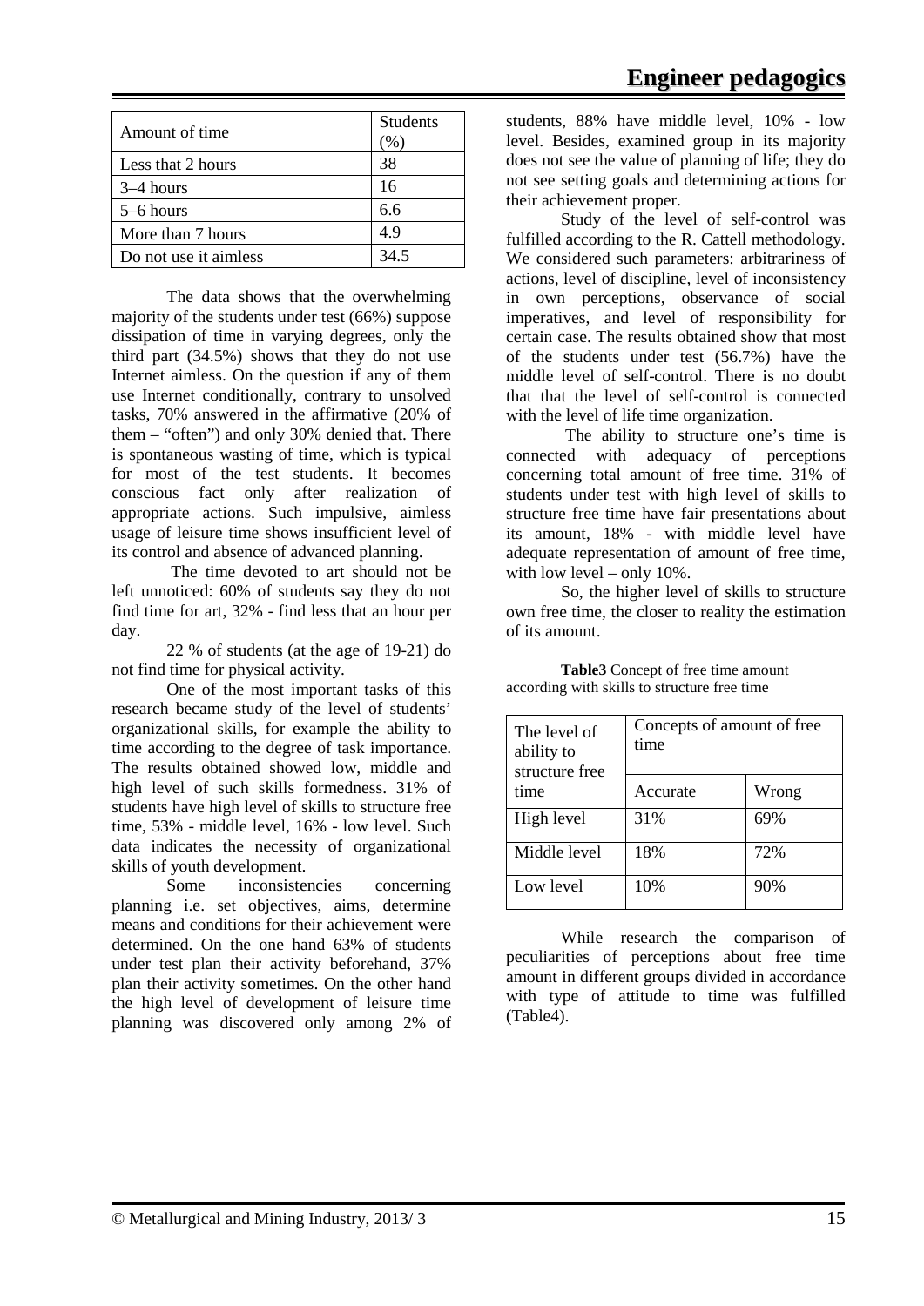| Amount of time | Students (%) |
| --- | --- |
| Less that 2 hours | 38 |
| 3–4 hours | 16 |
| 5–6 hours | 6.6 |
| More than 7 hours | 4.9 |
| Do not use it aimless | 34.5 |

The data shows that the overwhelming majority of the students under test (66%) suppose dissipation of time in varying degrees, only the third part (34.5%) shows that they do not use Internet aimless. On the question if any of them use Internet conditionally, contrary to unsolved tasks, 70% answered in the affirmative (20% of them – "often") and only 30% denied that. There is spontaneous wasting of time, which is typical for most of the test students. It becomes conscious fact only after realization of appropriate actions. Such impulsive, aimless usage of leisure time shows insufficient level of its control and absence of advanced planning.

The time devoted to art should not be left unnoticed: 60% of students say they do not find time for art, 32% - find less that an hour per day.

22 % of students (at the age of 19-21) do not find time for physical activity.

One of the most important tasks of this research became study of the level of students' organizational skills, for example the ability to time according to the degree of task importance. The results obtained showed low, middle and high level of such skills formedness. 31% of students have high level of skills to structure free time, 53% - middle level, 16% - low level. Such data indicates the necessity of organizational skills of youth development.

Some inconsistencies concerning planning i.e. set objectives, aims, determine means and conditions for their achievement were determined. On the one hand 63% of students under test plan their activity beforehand, 37% plan their activity sometimes. On the other hand the high level of development of leisure time planning was discovered only among 2% of students, 88% have middle level, 10% - low level. Besides, examined group in its majority does not see the value of planning of life; they do not see setting goals and determining actions for their achievement proper.

Study of the level of self-control was fulfilled according to the R. Cattell methodology. We considered such parameters: arbitrariness of actions, level of discipline, level of inconsistency in own perceptions, observance of social imperatives, and level of responsibility for certain case. The results obtained show that most of the students under test (56.7%) have the middle level of self-control. There is no doubt that that the level of self-control is connected with the level of life time organization.

The ability to structure one's time is connected with adequacy of perceptions concerning total amount of free time. 31% of students under test with high level of skills to structure free time have fair presentations about its amount, 18% - with middle level have adequate representation of amount of free time, with low level – only 10%.

So, the higher level of skills to structure own free time, the closer to reality the estimation of its amount.

**Table3** Concept of free time amount according with skills to structure free time

| The level of ability to structure free time | Concepts of amount of free time | |
| --- | --- | --- |
| | Accurate | Wrong |
| High level | 31% | 69% |
| Middle level | 18% | 72% |
| Low level | 10% | 90% |

While research the comparison of peculiarities of perceptions about free time amount in different groups divided in accordance with type of attitude to time was fulfilled (Table4).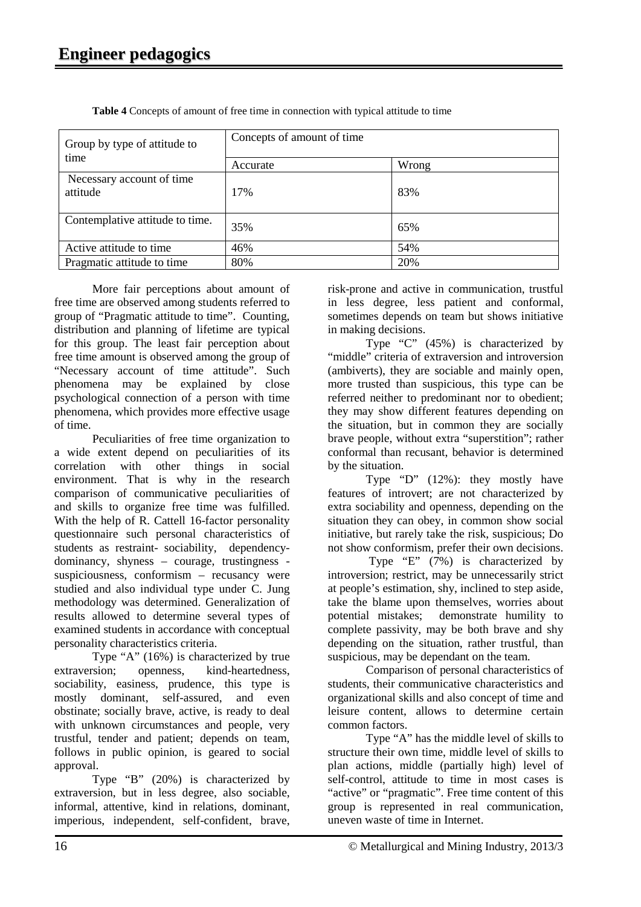**Table 4** Concepts of amount of free time in connection with typical attitude to time

| Group by type of attitude to time | Concepts of amount of time | |
|---|---|---|
| | Accurate | Wrong |
| Necessary account of time attitude | 17% | 83% |
| Contemplative attitude to time. | 35% | 65% |
| Active attitude to time | 46% | 54% |
| Pragmatic attitude to time | 80% | 20% |

More fair perceptions about amount of free time are observed among students referred to group of "Pragmatic attitude to time". Counting, distribution and planning of lifetime are typical for this group. The least fair perception about free time amount is observed among the group of "Necessary account of time attitude". Such phenomena may be explained by close psychological connection of a person with time phenomena, which provides more effective usage of time.

Peculiarities of free time organization to a wide extent depend on peculiarities of its correlation with other things in social environment. That is why in the research comparison of communicative peculiarities of and skills to organize free time was fulfilled. With the help of R. Cattell 16-factor personality questionnaire such personal characteristics of students as restraint- sociability, dependency-dominancy, shyness – courage, trustingness - suspiciousness, conformism – recusancy were studied and also individual type under C. Jung methodology was determined. Generalization of results allowed to determine several types of examined students in accordance with conceptual personality characteristics criteria.

Type "A" (16%) is characterized by true extraversion; openness, kind-heartedness, sociability, easiness, prudence, this type is mostly dominant, self-assured, and even obstinate; socially brave, active, is ready to deal with unknown circumstances and people, very trustful, tender and patient; depends on team, follows in public opinion, is geared to social approval.

Type "B" (20%) is characterized by extraversion, but in less degree, also sociable, informal, attentive, kind in relations, dominant, imperious, independent, self-confident, brave, risk-prone and active in communication, trustful in less degree, less patient and conformal, sometimes depends on team but shows initiative in making decisions.

Type "C" (45%) is characterized by "middle" criteria of extraversion and introversion (ambiverts), they are sociable and mainly open, more trusted than suspicious, this type can be referred neither to predominant nor to obedient; they may show different features depending on the situation, but in common they are socially brave people, without extra "superstition"; rather conformal than recusant, behavior is determined by the situation.

Type "D" (12%): they mostly have features of introvert; are not characterized by extra sociability and openness, depending on the situation they can obey, in common show social initiative, but rarely take the risk, suspicious; Do not show conformism, prefer their own decisions.

Type "E" (7%) is characterized by introversion; restrict, may be unnecessarily strict at people's estimation, shy, inclined to step aside, take the blame upon themselves, worries about potential mistakes; demonstrate humility to complete passivity, may be both brave and shy depending on the situation, rather trustful, than suspicious, may be dependant on the team.

Comparison of personal characteristics of students, their communicative characteristics and organizational skills and also concept of time and leisure content, allows to determine certain common factors.

Type "A" has the middle level of skills to structure their own time, middle level of skills to plan actions, middle (partially high) level of self-control, attitude to time in most cases is "active" or "pragmatic". Free time content of this group is represented in real communication, uneven waste of time in Internet.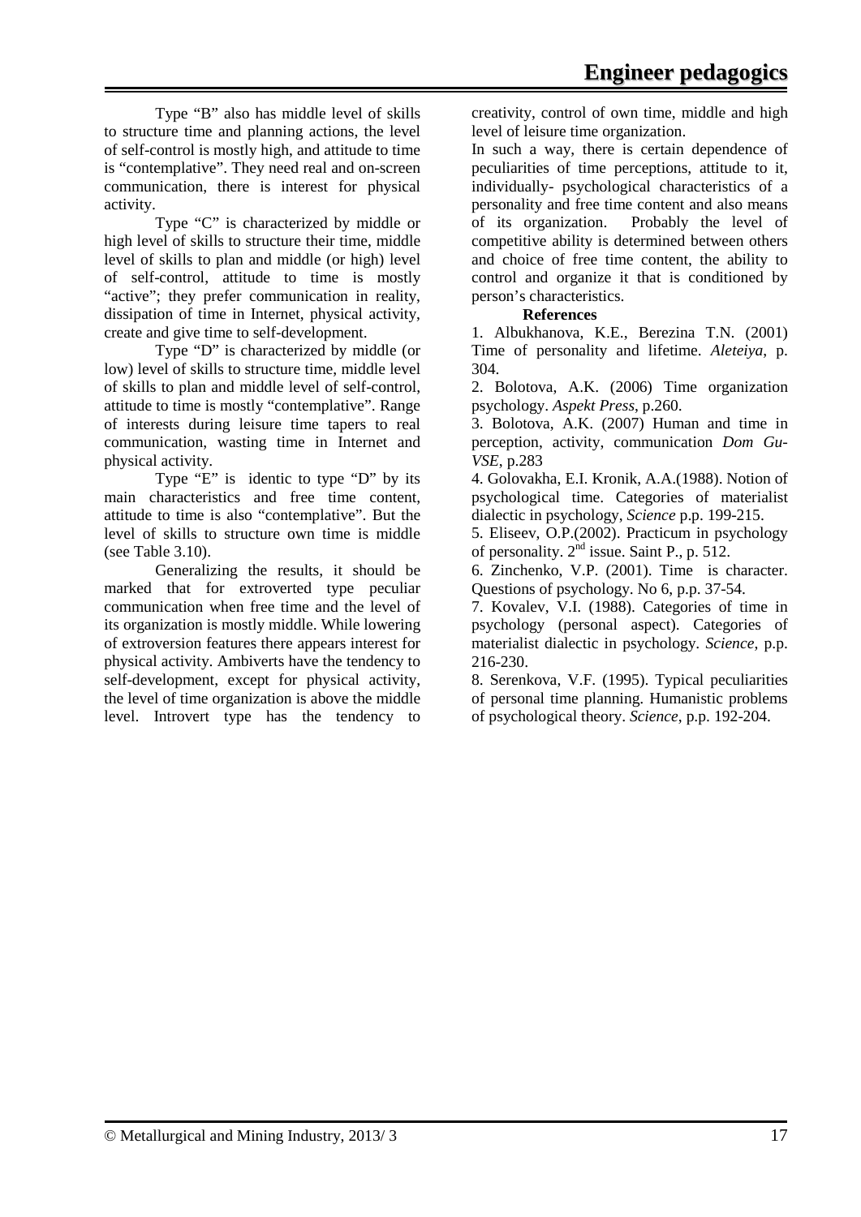Type "B" also has middle level of skills to structure time and planning actions, the level of self-control is mostly high, and attitude to time is "contemplative". They need real and on-screen communication, there is interest for physical activity.

Type "C" is characterized by middle or high level of skills to structure their time, middle level of skills to plan and middle (or high) level of self-control, attitude to time is mostly "active"; they prefer communication in reality, dissipation of time in Internet, physical activity, create and give time to self-development.

Type "D" is characterized by middle (or low) level of skills to structure time, middle level of skills to plan and middle level of self-control, attitude to time is mostly "contemplative". Range of interests during leisure time tapers to real communication, wasting time in Internet and physical activity.

Type "E" is identic to type "D" by its main characteristics and free time content, attitude to time is also "contemplative". But the level of skills to structure own time is middle (see Table 3.10).

Generalizing the results, it should be marked that for extroverted type peculiar communication when free time and the level of its organization is mostly middle. While lowering of extroversion features there appears interest for physical activity. Ambiverts have the tendency to self-development, except for physical activity, the level of time organization is above the middle level. Introvert type has the tendency to creativity, control of own time, middle and high level of leisure time organization.

In such a way, there is certain dependence of peculiarities of time perceptions, attitude to it, individually- psychological characteristics of a personality and free time content and also means of its organization. Probably the level of competitive ability is determined between others and choice of free time content, the ability to control and organize it that is conditioned by person's characteristics.

**References**

1. Albukhanova, K.E., Berezina T.N. (2001) Time of personality and lifetime. *Aleteiya*, p. 304.
2. Bolotova, A.K. (2006) Time organization psychology. *Aspekt Press*, p.260.
3. Bolotova, A.K. (2007) Human and time in perception, activity, communication *Dom Gu-VSE*, p.283
4. Golovakha, E.I. Kronik, A.A.(1988). Notion of psychological time. Categories of materialist dialectic in psychology, *Science* p.p. 199-215.
5. Eliseev, O.P.(2002). Practicum in psychology of personality. 2nd issue. Saint P., p. 512.
6. Zinchenko, V.P. (2001). Time is character. Questions of psychology. No 6, p.p. 37-54.
7. Kovalev, V.I. (1988). Categories of time in psychology (personal aspect). Categories of materialist dialectic in psychology. *Science*, p.p. 216-230.
8. Serenkova, V.F. (1995). Typical peculiarities of personal time planning. Humanistic problems of psychological theory. *Science*, p.p. 192-204.